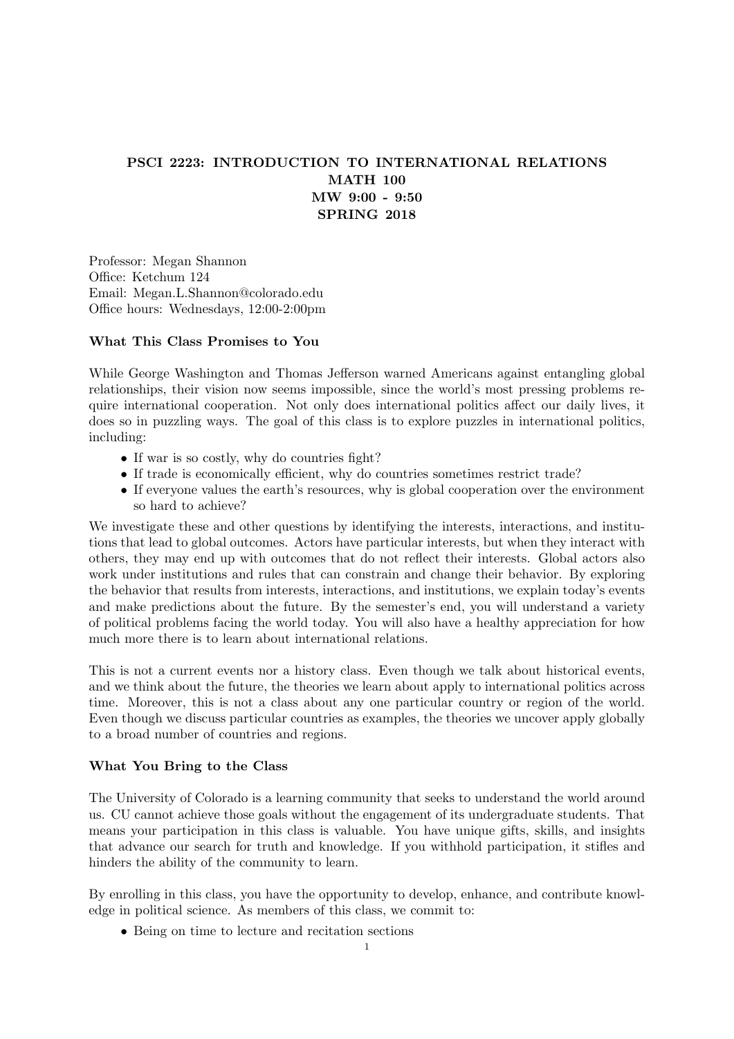# PSCI 2223: INTRODUCTION TO INTERNATIONAL RELATIONS
## MATH 100
## MW 9:00 - 9:50
## SPRING 2018

Professor: Megan Shannon
Office: Ketchum 124
Email: Megan.L.Shannon@colorado.edu
Office hours: Wednesdays, 12:00-2:00pm

### What This Class Promises to You

While George Washington and Thomas Jefferson warned Americans against entangling global relationships, their vision now seems impossible, since the world's most pressing problems require international cooperation. Not only does international politics affect our daily lives, it does so in puzzling ways. The goal of this class is to explore puzzles in international politics, including:

- If war is so costly, why do countries fight?
- If trade is economically efficient, why do countries sometimes restrict trade?
- If everyone values the earth's resources, why is global cooperation over the environment so hard to achieve?

We investigate these and other questions by identifying the interests, interactions, and institutions that lead to global outcomes. Actors have particular interests, but when they interact with others, they may end up with outcomes that do not reflect their interests. Global actors also work under institutions and rules that can constrain and change their behavior. By exploring the behavior that results from interests, interactions, and institutions, we explain today's events and make predictions about the future. By the semester's end, you will understand a variety of political problems facing the world today. You will also have a healthy appreciation for how much more there is to learn about international relations.

This is not a current events nor a history class. Even though we talk about historical events, and we think about the future, the theories we learn about apply to international politics across time. Moreover, this is not a class about any one particular country or region of the world. Even though we discuss particular countries as examples, the theories we uncover apply globally to a broad number of countries and regions.

### What You Bring to the Class

The University of Colorado is a learning community that seeks to understand the world around us. CU cannot achieve those goals without the engagement of its undergraduate students. That means your participation in this class is valuable. You have unique gifts, skills, and insights that advance our search for truth and knowledge. If you withhold participation, it stifles and hinders the ability of the community to learn.

By enrolling in this class, you have the opportunity to develop, enhance, and contribute knowledge in political science. As members of this class, we commit to:

- Being on time to lecture and recitation sections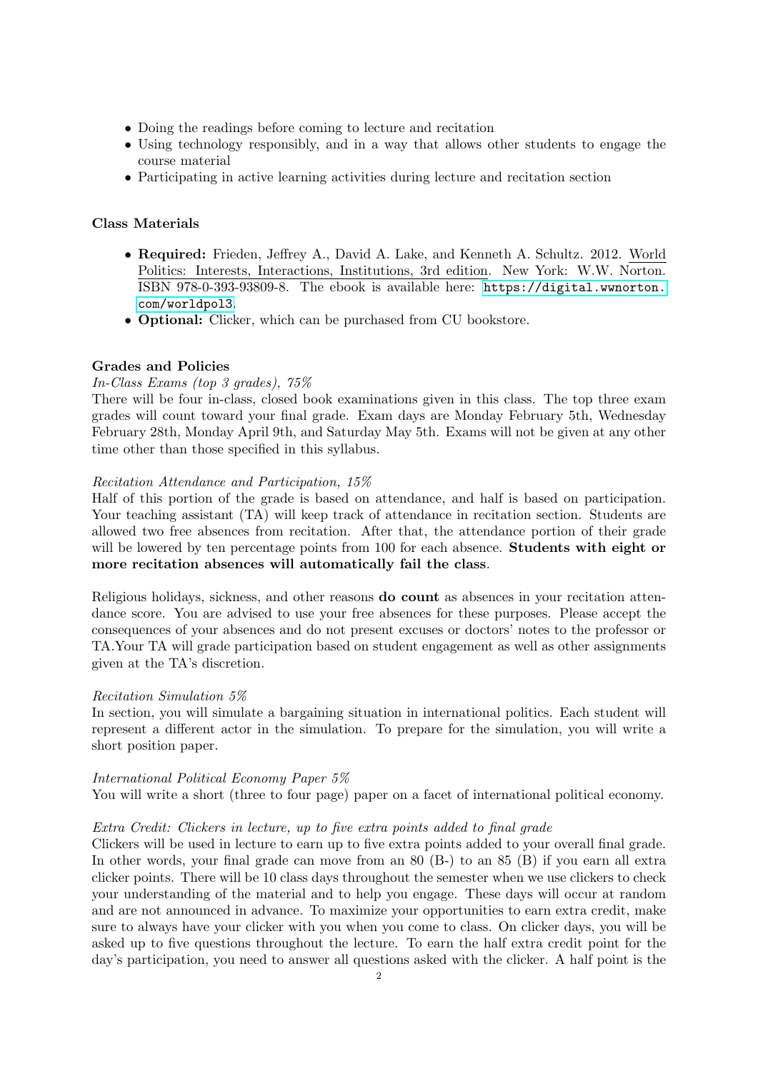- Doing the readings before coming to lecture and recitation
- Using technology responsibly, and in a way that allows other students to engage the course material
- Participating in active learning activities during lecture and recitation section

### Class Materials

- **Required:** Frieden, Jeffrey A., David A. Lake, and Kenneth A. Schultz. 2012. World Politics: Interests, Interactions, Institutions, 3rd edition. New York: W.W. Norton. ISBN 978-0-393-93809-8. The ebook is available here: https://digital.wwnorton.com/worldpol3.
- **Optional:** Clicker, which can be purchased from CU bookstore.

### Grades and Policies

*In-Class Exams (top 3 grades), 75%*

There will be four in-class, closed book examinations given in this class. The top three exam grades will count toward your final grade. Exam days are Monday February 5th, Wednesday February 28th, Monday April 9th, and Saturday May 5th. Exams will not be given at any other time other than those specified in this syllabus.

*Recitation Attendance and Participation, 15%*

Half of this portion of the grade is based on attendance, and half is based on participation. Your teaching assistant (TA) will keep track of attendance in recitation section. Students are allowed two free absences from recitation. After that, the attendance portion of their grade will be lowered by ten percentage points from 100 for each absence. **Students with eight or more recitation absences will automatically fail the class**.

Religious holidays, sickness, and other reasons **do count** as absences in your recitation attendance score. You are advised to use your free absences for these purposes. Please accept the consequences of your absences and do not present excuses or doctors' notes to the professor or TA.Your TA will grade participation based on student engagement as well as other assignments given at the TA's discretion.

*Recitation Simulation 5%*

In section, you will simulate a bargaining situation in international politics. Each student will represent a different actor in the simulation. To prepare for the simulation, you will write a short position paper.

*International Political Economy Paper 5%*

You will write a short (three to four page) paper on a facet of international political economy.

*Extra Credit: Clickers in lecture, up to five extra points added to final grade*

Clickers will be used in lecture to earn up to five extra points added to your overall final grade. In other words, your final grade can move from an 80 (B-) to an 85 (B) if you earn all extra clicker points. There will be 10 class days throughout the semester when we use clickers to check your understanding of the material and to help you engage. These days will occur at random and are not announced in advance. To maximize your opportunities to earn extra credit, make sure to always have your clicker with you when you come to class. On clicker days, you will be asked up to five questions throughout the lecture. To earn the half extra credit point for the day's participation, you need to answer all questions asked with the clicker. A half point is the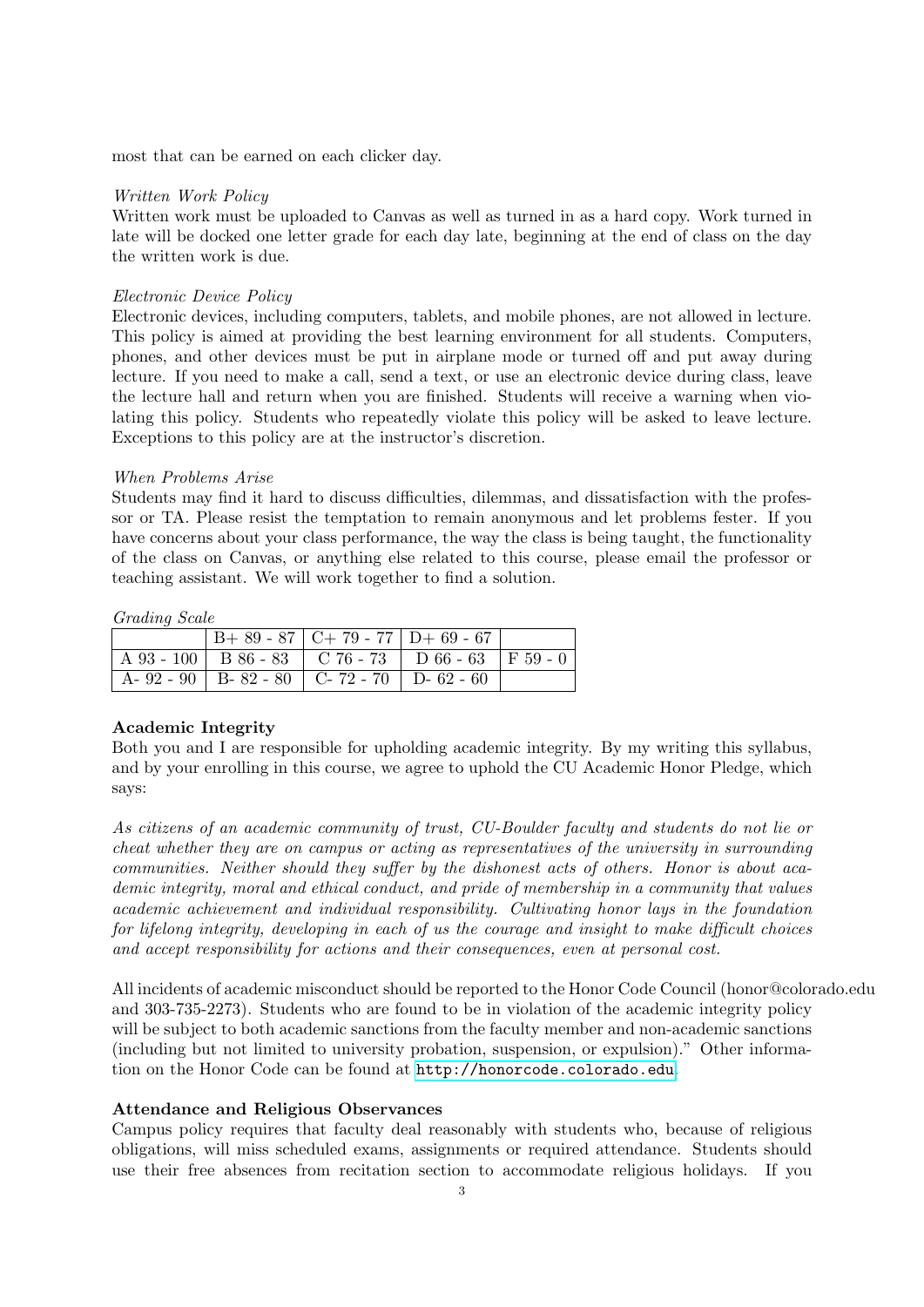most that can be earned on each clicker day.

*Written Work Policy*
Written work must be uploaded to Canvas as well as turned in as a hard copy. Work turned in late will be docked one letter grade for each day late, beginning at the end of class on the day the written work is due.

*Electronic Device Policy*
Electronic devices, including computers, tablets, and mobile phones, are not allowed in lecture. This policy is aimed at providing the best learning environment for all students. Computers, phones, and other devices must be put in airplane mode or turned off and put away during lecture. If you need to make a call, send a text, or use an electronic device during class, leave the lecture hall and return when you are finished. Students will receive a warning when violating this policy. Students who repeatedly violate this policy will be asked to leave lecture. Exceptions to this policy are at the instructor's discretion.

*When Problems Arise*
Students may find it hard to discuss difficulties, dilemmas, and dissatisfaction with the professor or TA. Please resist the temptation to remain anonymous and let problems fester. If you have concerns about your class performance, the way the class is being taught, the functionality of the class on Canvas, or anything else related to this course, please email the professor or teaching assistant. We will work together to find a solution.

*Grading Scale*

| | | | | |
|---|---|---|---|---|
| | B+ 89 - 87 | C+ 79 - 77 | D+ 69 - 67 | |
| A 93 - 100 | B 86 - 83 | C 76 - 73 | D 66 - 63 | F 59 - 0 |
| A- 92 - 90 | B- 82 - 80 | C- 72 - 70 | D- 62 - 60 | |

**Academic Integrity**
Both you and I are responsible for upholding academic integrity. By my writing this syllabus, and by your enrolling in this course, we agree to uphold the CU Academic Honor Pledge, which says:

*As citizens of an academic community of trust, CU-Boulder faculty and students do not lie or cheat whether they are on campus or acting as representatives of the university in surrounding communities. Neither should they suffer by the dishonest acts of others. Honor is about academic integrity, moral and ethical conduct, and pride of membership in a community that values academic achievement and individual responsibility. Cultivating honor lays in the foundation for lifelong integrity, developing in each of us the courage and insight to make difficult choices and accept responsibility for actions and their consequences, even at personal cost.*

All incidents of academic misconduct should be reported to the Honor Code Council (honor@colorado.edu and 303-735-2273). Students who are found to be in violation of the academic integrity policy will be subject to both academic sanctions from the faculty member and non-academic sanctions (including but not limited to university probation, suspension, or expulsion)." Other information on the Honor Code can be found at http://honorcode.colorado.edu

**Attendance and Religious Observances**
Campus policy requires that faculty deal reasonably with students who, because of religious obligations, will miss scheduled exams, assignments or required attendance. Students should use their free absences from recitation section to accommodate religious holidays. If you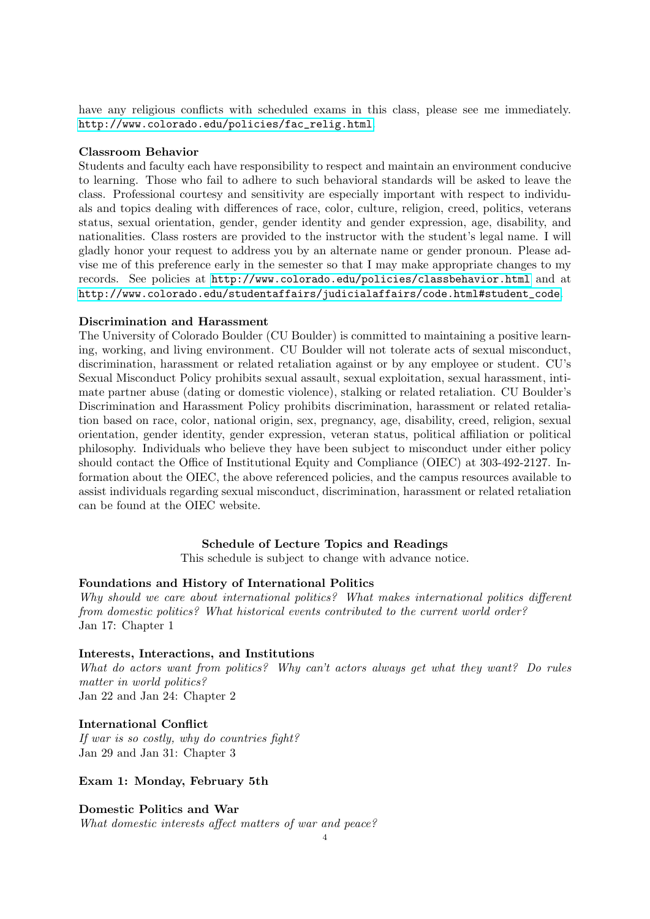have any religious conflicts with scheduled exams in this class, please see me immediately. http://www.colorado.edu/policies/fac_relig.html

**Classroom Behavior**

Students and faculty each have responsibility to respect and maintain an environment conducive to learning. Those who fail to adhere to such behavioral standards will be asked to leave the class. Professional courtesy and sensitivity are especially important with respect to individuals and topics dealing with differences of race, color, culture, religion, creed, politics, veterans status, sexual orientation, gender, gender identity and gender expression, age, disability, and nationalities. Class rosters are provided to the instructor with the student's legal name. I will gladly honor your request to address you by an alternate name or gender pronoun. Please advise me of this preference early in the semester so that I may make appropriate changes to my records. See policies at http://www.colorado.edu/policies/classbehavior.html and at http://www.colorado.edu/studentaffairs/judicialaffairs/code.html#student_code

**Discrimination and Harassment**

The University of Colorado Boulder (CU Boulder) is committed to maintaining a positive learning, working, and living environment. CU Boulder will not tolerate acts of sexual misconduct, discrimination, harassment or related retaliation against or by any employee or student. CU's Sexual Misconduct Policy prohibits sexual assault, sexual exploitation, sexual harassment, intimate partner abuse (dating or domestic violence), stalking or related retaliation. CU Boulder's Discrimination and Harassment Policy prohibits discrimination, harassment or related retaliation based on race, color, national origin, sex, pregnancy, age, disability, creed, religion, sexual orientation, gender identity, gender expression, veteran status, political affiliation or political philosophy. Individuals who believe they have been subject to misconduct under either policy should contact the Office of Institutional Equity and Compliance (OIEC) at 303-492-2127. Information about the OIEC, the above referenced policies, and the campus resources available to assist individuals regarding sexual misconduct, discrimination, harassment or related retaliation can be found at the OIEC website.

## Schedule of Lecture Topics and Readings

This schedule is subject to change with advance notice.

**Foundations and History of International Politics**

*Why should we care about international politics? What makes international politics different from domestic politics? What historical events contributed to the current world order?*
Jan 17: Chapter 1

**Interests, Interactions, and Institutions**

*What do actors want from politics? Why can't actors always get what they want? Do rules matter in world politics?*
Jan 22 and Jan 24: Chapter 2

**International Conflict**

*If war is so costly, why do countries fight?*
Jan 29 and Jan 31: Chapter 3

**Exam 1: Monday, February 5th**

**Domestic Politics and War**

*What domestic interests affect matters of war and peace?*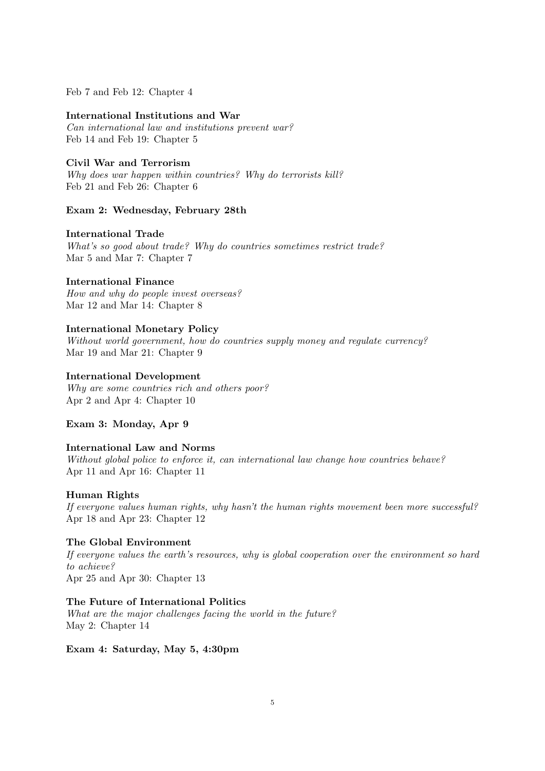Feb 7 and Feb 12: Chapter 4

**International Institutions and War**
*Can international law and institutions prevent war?*
Feb 14 and Feb 19: Chapter 5

**Civil War and Terrorism**
*Why does war happen within countries? Why do terrorists kill?*
Feb 21 and Feb 26: Chapter 6

**Exam 2: Wednesday, February 28th**

**International Trade**
*What's so good about trade? Why do countries sometimes restrict trade?*
Mar 5 and Mar 7: Chapter 7

**International Finance**
*How and why do people invest overseas?*
Mar 12 and Mar 14: Chapter 8

**International Monetary Policy**
*Without world government, how do countries supply money and regulate currency?*
Mar 19 and Mar 21: Chapter 9

**International Development**
*Why are some countries rich and others poor?*
Apr 2 and Apr 4: Chapter 10

**Exam 3: Monday, Apr 9**

**International Law and Norms**
*Without global police to enforce it, can international law change how countries behave?*
Apr 11 and Apr 16: Chapter 11

**Human Rights**
*If everyone values human rights, why hasn't the human rights movement been more successful?*
Apr 18 and Apr 23: Chapter 12

**The Global Environment**
*If everyone values the earth's resources, why is global cooperation over the environment so hard to achieve?*
Apr 25 and Apr 30: Chapter 13

**The Future of International Politics**
*What are the major challenges facing the world in the future?*
May 2: Chapter 14

**Exam 4: Saturday, May 5, 4:30pm**